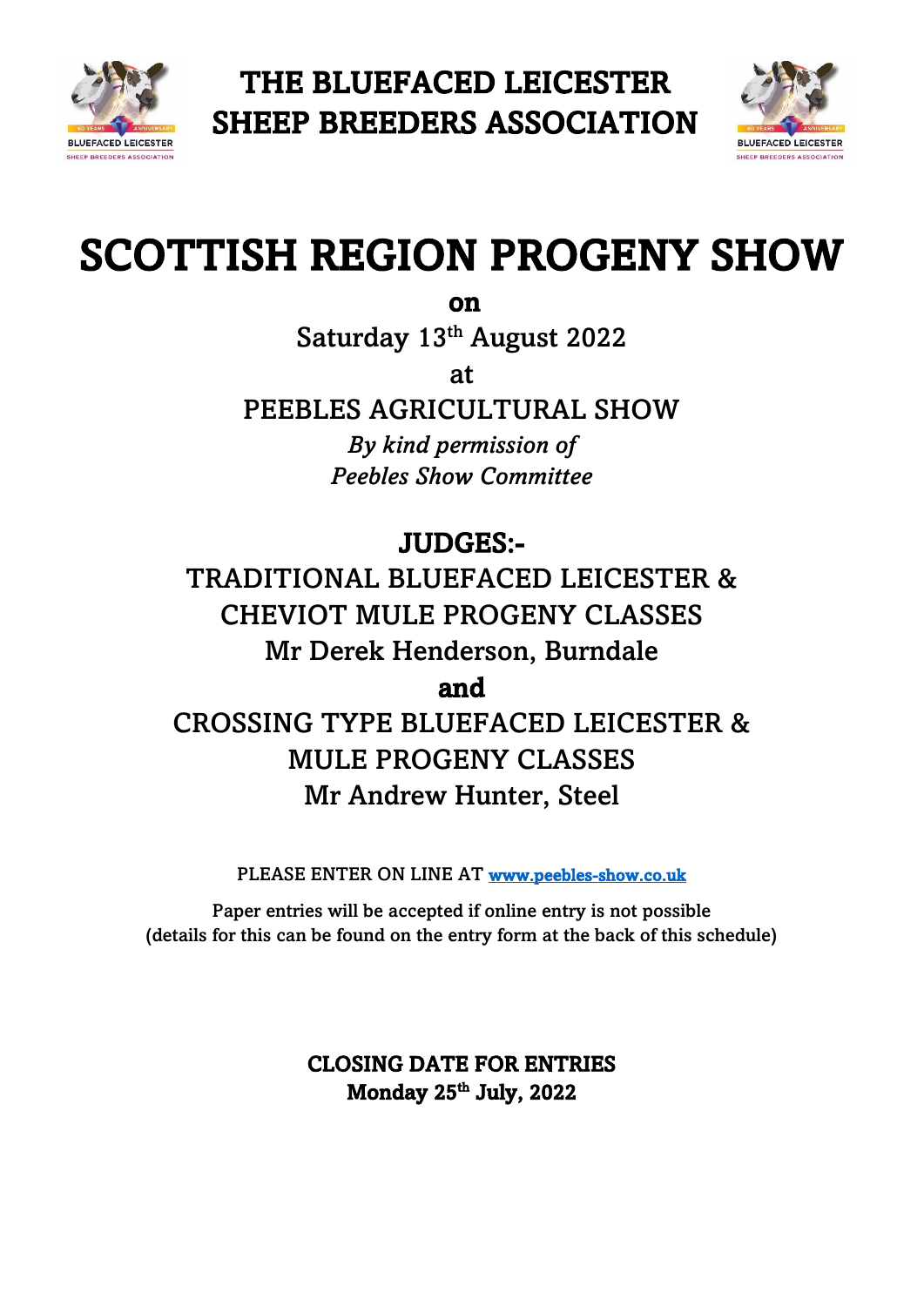# THE BLUEFACED LEICESTER SHEEP BREEDERS ASSOCIATION

# SCOTTISH REGION PROGENY SHOW

**on**

Saturday 13th August 2022

at

PEEBLES AGRICULTURAL SHOW

*By kind permission of*
*Peebles Show Committee*

## JUDGES:-

TRADITIONAL BLUEFACED LEICESTER & CHEVIOT MULE PROGENY CLASSES
Mr Derek Henderson, Burndale

**and**

CROSSING TYPE BLUEFACED LEICESTER & MULE PROGENY CLASSES
Mr Andrew Hunter, Steel

PLEASE ENTER ON LINE AT www.peebles-show.co.uk

Paper entries will be accepted if online entry is not possible
(details for this can be found on the entry form at the back of this schedule)

**CLOSING DATE FOR ENTRIES**
**Monday 25th July, 2022**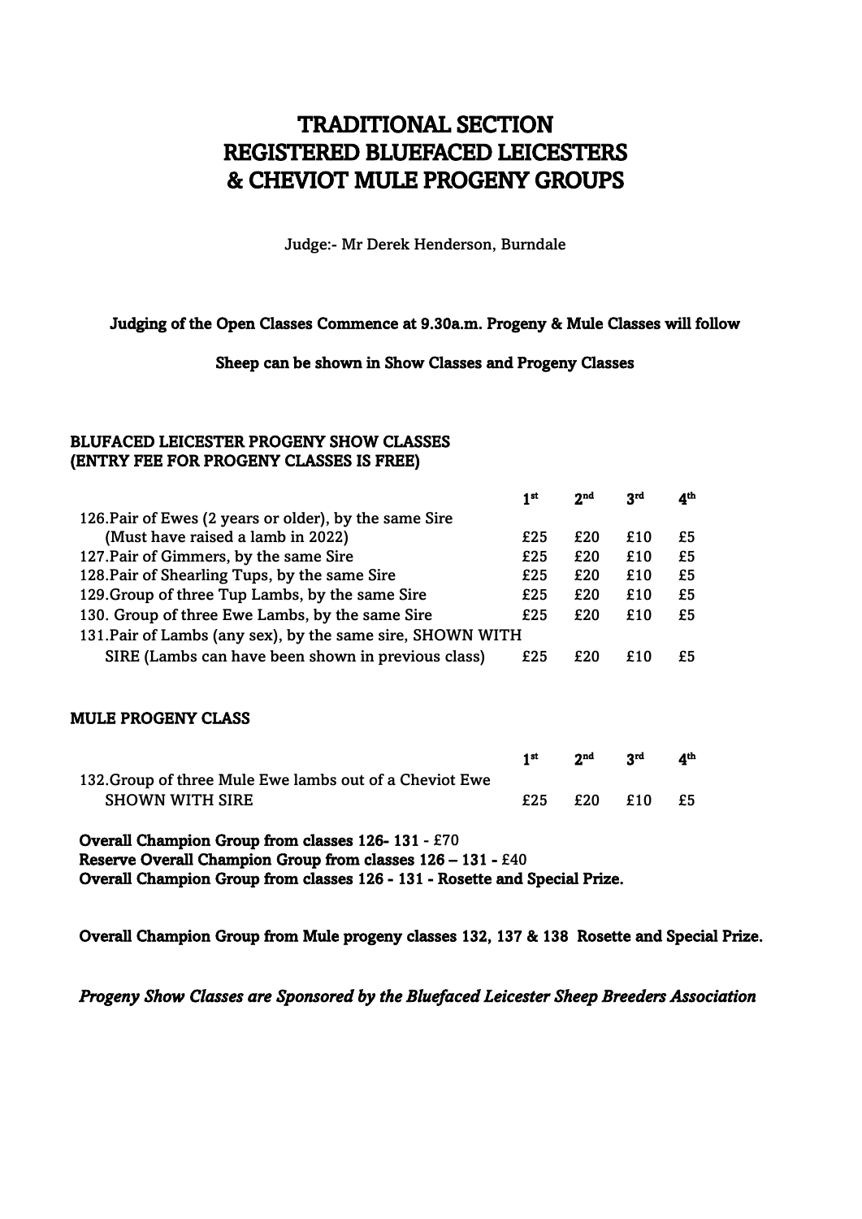# TRADITIONAL SECTION
# REGISTERED BLUEFACED LEICESTERS
# & CHEVIOT MULE PROGENY GROUPS

Judge:- Mr Derek Henderson, Burndale

**Judging of the Open Classes Commence at 9.30a.m. Progeny & Mule Classes will follow**

**Sheep can be shown in Show Classes and Progeny Classes**

**BLUFACED LEICESTER PROGENY SHOW CLASSES**
**(ENTRY FEE FOR PROGENY CLASSES IS FREE)**

| | 1st | 2nd | 3rd | 4th |
|---|---|---|---|---|
| 126.Pair of Ewes (2 years or older), by the same Sire (Must have raised a lamb in 2022) | £25 | £20 | £10 | £5 |
| 127.Pair of Gimmers, by the same Sire | £25 | £20 | £10 | £5 |
| 128.Pair of Shearling Tups, by the same Sire | £25 | £20 | £10 | £5 |
| 129.Group of three Tup Lambs, by the same Sire | £25 | £20 | £10 | £5 |
| 130. Group of three Ewe Lambs, by the same Sire | £25 | £20 | £10 | £5 |
| 131.Pair of Lambs (any sex), by the same sire, SHOWN WITH SIRE (Lambs can have been shown in previous class) | £25 | £20 | £10 | £5 |

**MULE PROGENY CLASS**

| | 1st | 2nd | 3rd | 4th |
|---|---|---|---|---|
| 132.Group of three Mule Ewe lambs out of a Cheviot Ewe SHOWN WITH SIRE | £25 | £20 | £10 | £5 |

**Overall Champion Group from classes 126- 131** - £70
**Reserve Overall Champion Group from classes 126 – 131 -** £40
**Overall Champion Group from classes 126 - 131 - Rosette and Special Prize.**

**Overall Champion Group from Mule progeny classes 132, 137 & 138 Rosette and Special Prize.**

***Progeny Show Classes are Sponsored by the Bluefaced Leicester Sheep Breeders Association***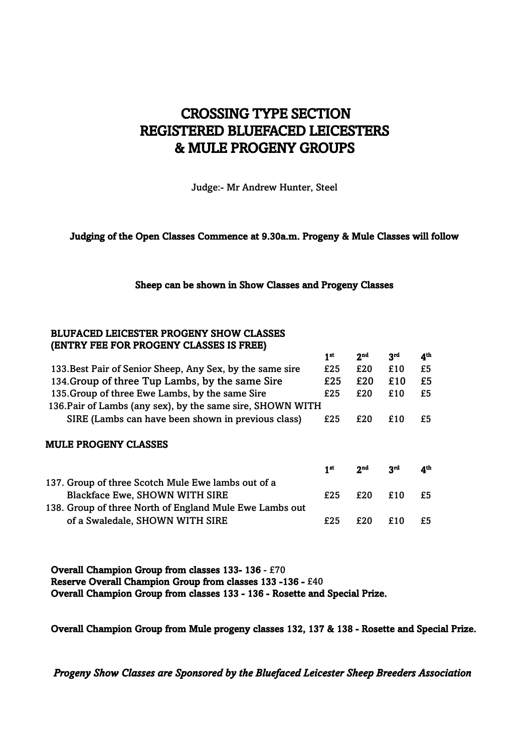# CROSSING TYPE SECTION
# REGISTERED BLUEFACED LEICESTERS
# & MULE PROGENY GROUPS

Judge:- Mr Andrew Hunter, Steel

**Judging of the Open Classes Commence at 9.30a.m. Progeny & Mule Classes will follow**

**Sheep can be shown in Show Classes and Progeny Classes**

**BLUFACED LEICESTER PROGENY SHOW CLASSES**
**(ENTRY FEE FOR PROGENY CLASSES IS FREE)**

| | 1st | 2nd | 3rd | 4th |
|---|---|---|---|---|
| 133.Best Pair of Senior Sheep, Any Sex, by the same sire | £25 | £20 | £10 | £5 |
| 134.Group of three Tup Lambs, by the same Sire | £25 | £20 | £10 | £5 |
| 135.Group of three Ewe Lambs, by the same Sire | £25 | £20 | £10 | £5 |
| 136.Pair of Lambs (any sex), by the same sire, SHOWN WITH SIRE (Lambs can have been shown in previous class) | £25 | £20 | £10 | £5 |

**MULE PROGENY CLASSES**

| | 1st | 2nd | 3rd | 4th |
|---|---|---|---|---|
| 137. Group of three Scotch Mule Ewe lambs out of a Blackface Ewe, SHOWN WITH SIRE | £25 | £20 | £10 | £5 |
| 138. Group of three North of England Mule Ewe Lambs out of a Swaledale, SHOWN WITH SIRE | £25 | £20 | £10 | £5 |

**Overall Champion Group from classes 133- 136 -** £70
**Reserve Overall Champion Group from classes 133 -136 -** £40
**Overall Champion Group from classes 133 - 136 - Rosette and Special Prize.**

**Overall Champion Group from Mule progeny classes 132, 137 & 138 - Rosette and Special Prize.**

***Progeny Show Classes are Sponsored by the Bluefaced Leicester Sheep Breeders Association***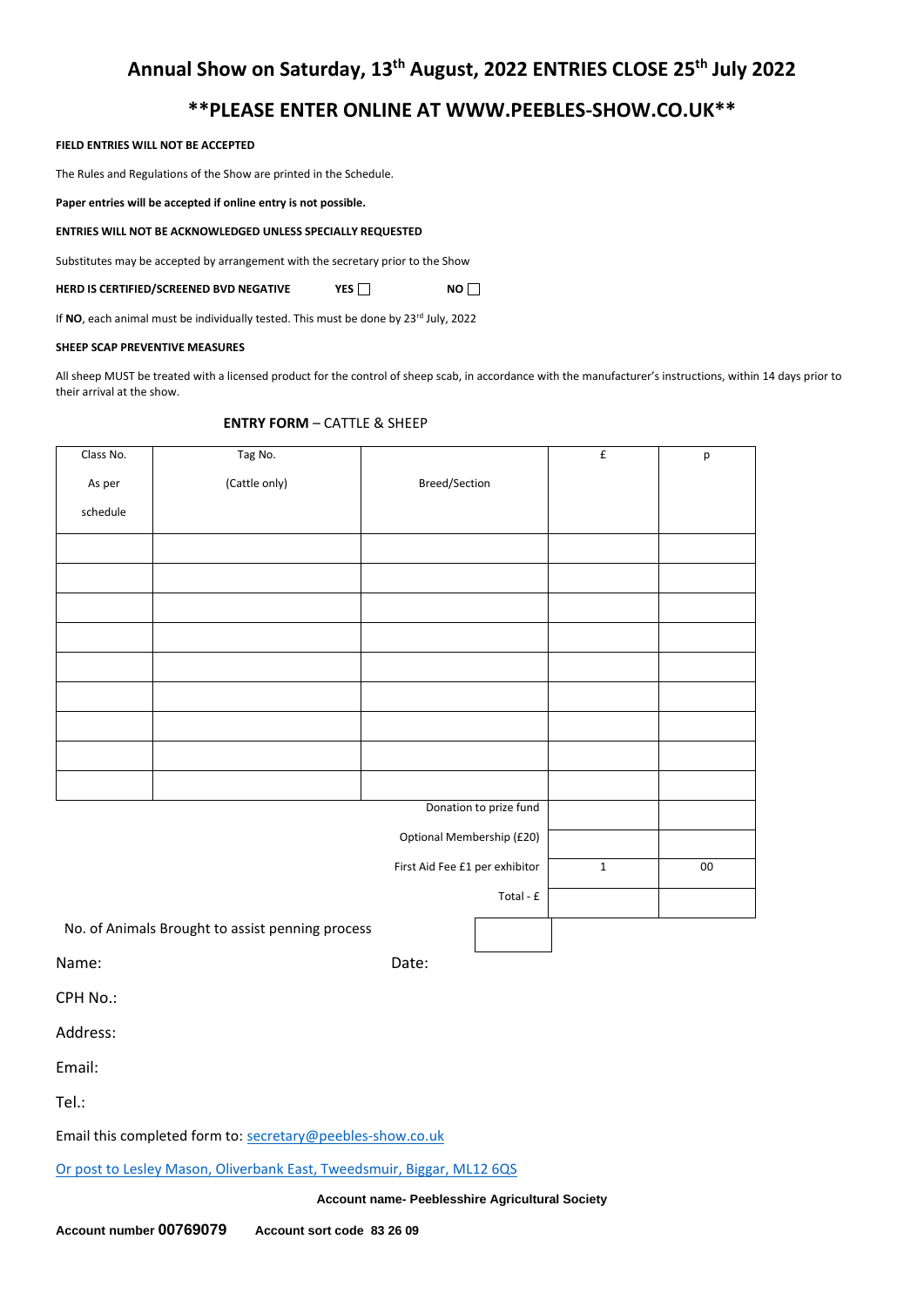# Annual Show on Saturday, 13th August, 2022 ENTRIES CLOSE 25th July 2022

## **PLEASE ENTER ONLINE AT WWW.PEEBLES-SHOW.CO.UK**

**FIELD ENTRIES WILL NOT BE ACCEPTED**

The Rules and Regulations of the Show are printed in the Schedule.

**Paper entries will be accepted if online entry is not possible.**

**ENTRIES WILL NOT BE ACKNOWLEDGED UNLESS SPECIALLY REQUESTED**

Substitutes may be accepted by arrangement with the secretary prior to the Show

**HERD IS CERTIFIED/SCREENED BVD NEGATIVE** **YES** ☐ **NO** ☐

If **NO**, each animal must be individually tested. This must be done by 23rd July, 2022

**SHEEP SCAP PREVENTIVE MEASURES**

All sheep MUST be treated with a licensed product for the control of sheep scab, in accordance with the manufacturer's instructions, within 14 days prior to their arrival at the show.

**ENTRY FORM** – CATTLE & SHEEP

| Class No. As per schedule | Tag No. (Cattle only) | Breed/Section | £ | p |
|---|---|---|---|---|
| | | | | |
| | | | | |
| | | | | |
| | | | | |
| | | | | |
| | | | | |
| | | | | |
| | | | | |
| | | | | |
| | | Donation to prize fund | | |
| | | Optional Membership (£20) | | |
| | | First Aid Fee £1 per exhibitor | 1 | 00 |
| | | Total - £ | | |

No. of Animals Brought to assist penning process ☐

Name: Date:

CPH No.:

Address:

Email:

Tel.:

Email this completed form to: secretary@peebles-show.co.uk

Or post to Lesley Mason, Oliverbank East, Tweedsmuir, Biggar, ML12 6QS

**Account name- Peeblesshire Agricultural Society**

**Account number 00769079** **Account sort code 83 26 09**